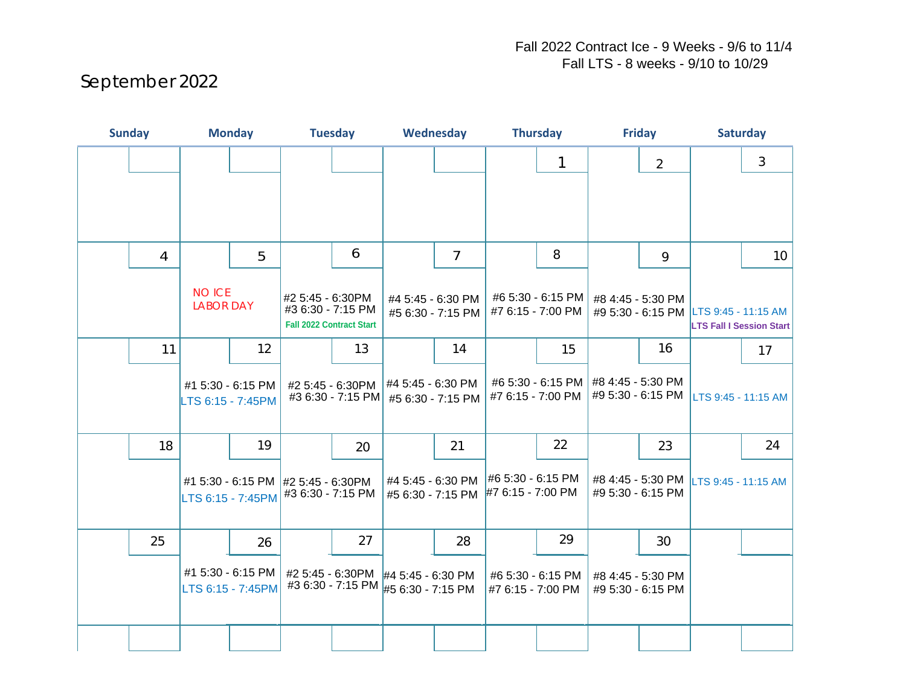Fall 2022 Contract Ice - 9 Weeks - 9/6 to 11/4
Fall LTS - 8 weeks - 9/10 to 10/29

# September 2022

| Sunday | Monday | Tuesday | Wednesday | Thursday | Friday | Saturday |
|---|---|---|---|---|---|---|
| | | | | 1 | 2 | 3 |
| 4 | 5<br>NO ICE<br>LABOR DAY | 6<br>#2 5:45 - 6:30PM<br>#3 6:30 - 7:15 PM<br>**Fall 2022 Contract Start** | 7<br>#4 5:45 - 6:30 PM<br>#5 6:30 - 7:15 PM | 8<br>#6 5:30 - 6:15 PM<br>#7 6:15 - 7:00 PM | 9<br>#8 4:45 - 5:30 PM<br>#9 5:30 - 6:15 PM | 10<br>LTS 9:45 - 11:15 AM<br>**LTS Fall I Session Start** |
| 11 | 12<br>#1 5:30 - 6:15 PM<br>LTS 6:15 - 7:45PM | 13<br>#2 5:45 - 6:30PM<br>#3 6:30 - 7:15 PM | 14<br>#4 5:45 - 6:30 PM<br>#5 6:30 - 7:15 PM | 15<br>#6 5:30 - 6:15 PM<br>#7 6:15 - 7:00 PM | 16<br>#8 4:45 - 5:30 PM<br>#9 5:30 - 6:15 PM | 17<br>LTS 9:45 - 11:15 AM |
| 18 | 19<br>#1 5:30 - 6:15 PM<br>LTS 6:15 - 7:45PM | 20<br>#2 5:45 - 6:30PM<br>#3 6:30 - 7:15 PM | 21<br>#4 5:45 - 6:30 PM<br>#5 6:30 - 7:15 PM | 22<br>#6 5:30 - 6:15 PM<br>#7 6:15 - 7:00 PM | 23<br>#8 4:45 - 5:30 PM<br>#9 5:30 - 6:15 PM | 24<br>LTS 9:45 - 11:15 AM |
| 25 | 26<br>#1 5:30 - 6:15 PM<br>LTS 6:15 - 7:45PM | 27<br>#2 5:45 - 6:30PM<br>#3 6:30 - 7:15 PM | 28<br>#4 5:45 - 6:30 PM<br>#5 6:30 - 7:15 PM | 29<br>#6 5:30 - 6:15 PM<br>#7 6:15 - 7:00 PM | 30<br>#8 4:45 - 5:30 PM<br>#9 5:30 - 6:15 PM | |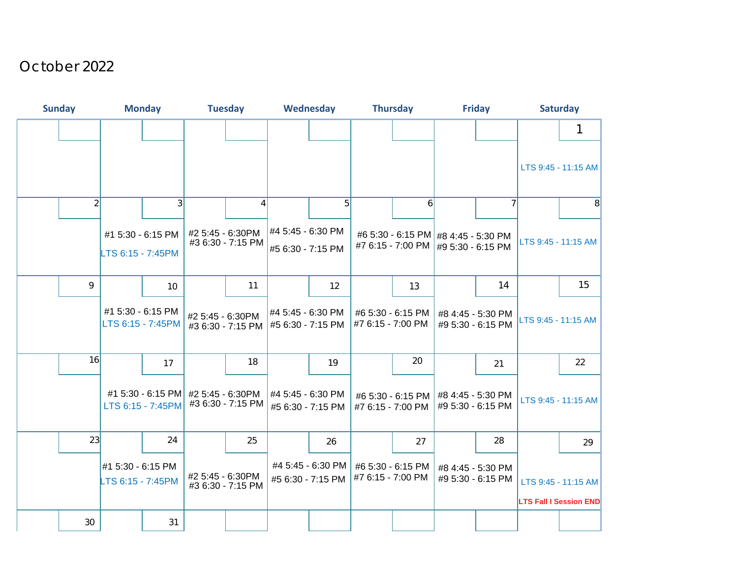# October 2022

| Sunday | Monday | Tuesday | Wednesday | Thursday | Friday | Saturday |
|---|---|---|---|---|---|---|
| | | | | | | 1<br>LTS 9:45 - 11:15 AM |
| 2 | 3<br>#1 5:30 - 6:15 PM<br>LTS 6:15 - 7:45PM | 4<br>#2 5:45 - 6:30PM<br>#3 6:30 - 7:15 PM | 5<br>#4 5:45 - 6:30 PM<br>#5 6:30 - 7:15 PM | 6<br>#6 5:30 - 6:15 PM<br>#7 6:15 - 7:00 PM | 7<br>#8 4:45 - 5:30 PM<br>#9 5:30 - 6:15 PM | 8<br>LTS 9:45 - 11:15 AM |
| 9 | 10<br>#1 5:30 - 6:15 PM<br>LTS 6:15 - 7:45PM | 11<br>#2 5:45 - 6:30PM<br>#3 6:30 - 7:15 PM | 12<br>#4 5:45 - 6:30 PM<br>#5 6:30 - 7:15 PM | 13<br>#6 5:30 - 6:15 PM<br>#7 6:15 - 7:00 PM | 14<br>#8 4:45 - 5:30 PM<br>#9 5:30 - 6:15 PM | 15<br>LTS 9:45 - 11:15 AM |
| 16 | 17<br>#1 5:30 - 6:15 PM<br>LTS 6:15 - 7:45PM | 18<br>#2 5:45 - 6:30PM<br>#3 6:30 - 7:15 PM | 19<br>#4 5:45 - 6:30 PM<br>#5 6:30 - 7:15 PM | 20<br>#6 5:30 - 6:15 PM<br>#7 6:15 - 7:00 PM | 21<br>#8 4:45 - 5:30 PM<br>#9 5:30 - 6:15 PM | 22<br>LTS 9:45 - 11:15 AM |
| 23 | 24<br>#1 5:30 - 6:15 PM<br>LTS 6:15 - 7:45PM | 25<br>#2 5:45 - 6:30PM<br>#3 6:30 - 7:15 PM | 26<br>#4 5:45 - 6:30 PM<br>#5 6:30 - 7:15 PM | 27<br>#6 5:30 - 6:15 PM<br>#7 6:15 - 7:00 PM | 28<br>#8 4:45 - 5:30 PM<br>#9 5:30 - 6:15 PM | 29<br>LTS 9:45 - 11:15 AM<br>**LTS Fall I Session END** |
| 30 | 31 | | | | | |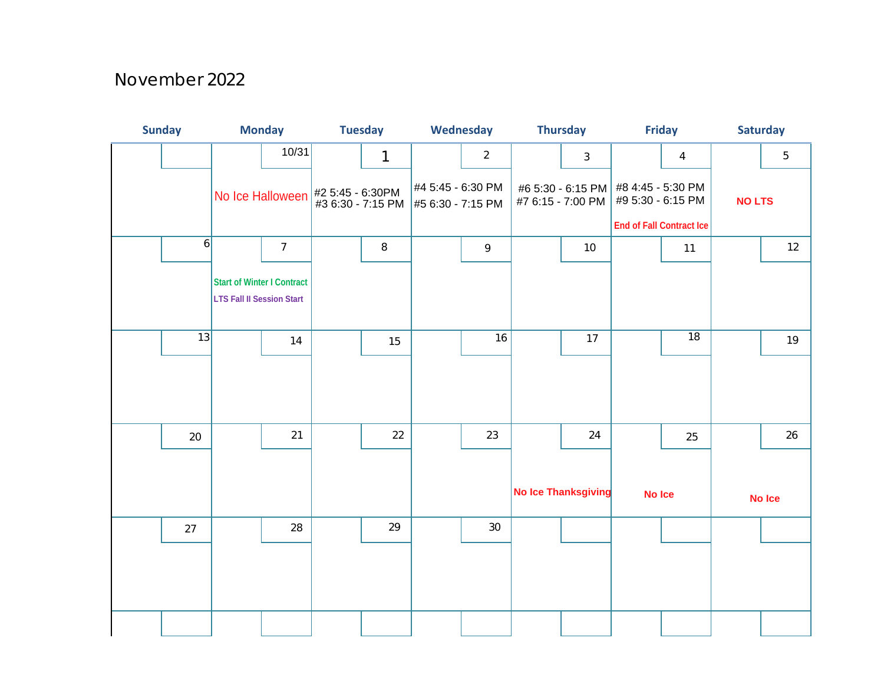# November 2022

| Sunday | Monday | Tuesday | Wednesday | Thursday | Friday | Saturday |
|---|---|---|---|---|---|---|
| | 10/31 No Ice Halloween | 1 #2 5:45 - 6:30PM #3 6:30 - 7:15 PM | 2 #4 5:45 - 6:30 PM #5 6:30 - 7:15 PM | 3 #6 5:30 - 6:15 PM #7 6:15 - 7:00 PM | 4 #8 4:45 - 5:30 PM #9 5:30 - 6:15 PM End of Fall Contract Ice | 5 NO LTS |
| 6 | 7 Start of Winter I Contract LTS Fall II Session Start | 8 | 9 | 10 | 11 | 12 |
| 13 | 14 | 15 | 16 | 17 | 18 | 19 |
| 20 | 21 | 22 | 23 | 24 No Ice Thanksgiving | 25 No Ice | 26 No Ice |
| 27 | 28 | 29 | 30 | | | |